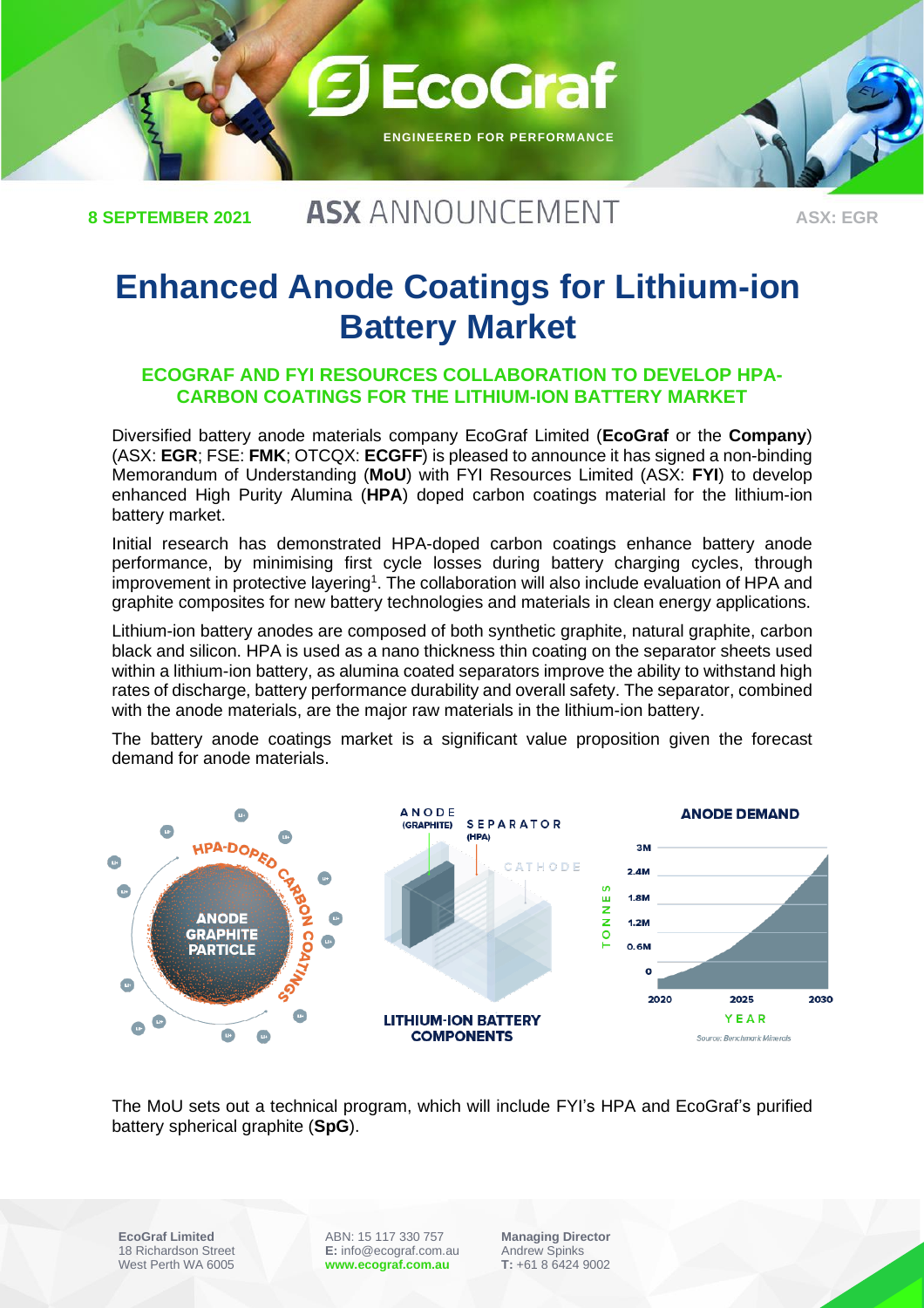**8 SEPTEMBER 2021** **ASX ANNOUNCEMENT** **ASX: EGR**

# Enhanced Anode Coatings for Lithium-ion Battery Market

### ECOGRAF AND FYI RESOURCES COLLABORATION TO DEVELOP HPA-CARBON COATINGS FOR THE LITHIUM-ION BATTERY MARKET

Diversified battery anode materials company EcoGraf Limited (**EcoGraf** or the **Company**) (ASX: **EGR**; FSE: **FMK**; OTCQX: **ECGFF**) is pleased to announce it has signed a non-binding Memorandum of Understanding (**MoU**) with FYI Resources Limited (ASX: **FYI**) to develop enhanced High Purity Alumina (**HPA**) doped carbon coatings material for the lithium-ion battery market.

Initial research has demonstrated HPA-doped carbon coatings enhance battery anode performance, by minimising first cycle losses during battery charging cycles, through improvement in protective layering[1]. The collaboration will also include evaluation of HPA and graphite composites for new battery technologies and materials in clean energy applications.

Lithium-ion battery anodes are composed of both synthetic graphite, natural graphite, carbon black and silicon. HPA is used as a nano thickness thin coating on the separator sheets used within a lithium-ion battery, as alumina coated separators improve the ability to withstand high rates of discharge, battery performance durability and overall safety. The separator, combined with the anode materials, are the major raw materials in the lithium-ion battery.

The battery anode coatings market is a significant value proposition given the forecast demand for anode materials.

HPA-DOPED CARBON COATINGS — ANODE GRAPHITE PARTICLE

LITHIUM-ION BATTERY COMPONENTS — ANODE (GRAPHITE), SEPARATOR (HPA), CATHODE

ANODE DEMAND (TONNES, 0 – 3M; YEAR 2020 – 2030)

Source: Benchmark Minerals

The MoU sets out a technical program, which will include FYI's HPA and EcoGraf's purified battery spherical graphite (**SpG**).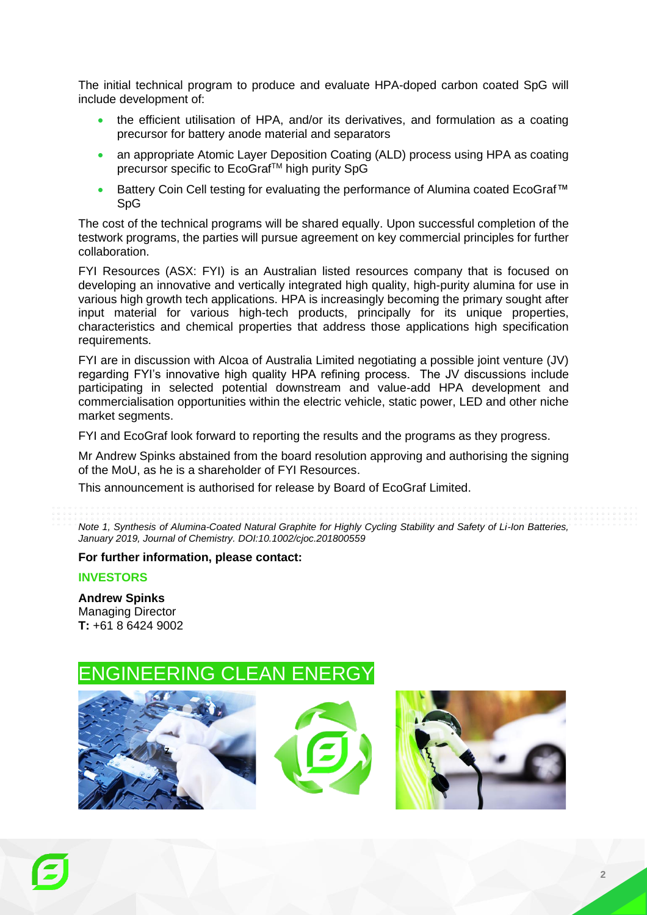The initial technical program to produce and evaluate HPA-doped carbon coated SpG will include development of:

- the efficient utilisation of HPA, and/or its derivatives, and formulation as a coating precursor for battery anode material and separators
- an appropriate Atomic Layer Deposition Coating (ALD) process using HPA as coating precursor specific to EcoGraf™ high purity SpG
- Battery Coin Cell testing for evaluating the performance of Alumina coated EcoGraf™ SpG

The cost of the technical programs will be shared equally. Upon successful completion of the testwork programs, the parties will pursue agreement on key commercial principles for further collaboration.

FYI Resources (ASX: FYI) is an Australian listed resources company that is focused on developing an innovative and vertically integrated high quality, high-purity alumina for use in various high growth tech applications. HPA is increasingly becoming the primary sought after input material for various high-tech products, principally for its unique properties, characteristics and chemical properties that address those applications high specification requirements.

FYI are in discussion with Alcoa of Australia Limited negotiating a possible joint venture (JV) regarding FYI's innovative high quality HPA refining process. The JV discussions include participating in selected potential downstream and value-add HPA development and commercialisation opportunities within the electric vehicle, static power, LED and other niche market segments.

FYI and EcoGraf look forward to reporting the results and the programs as they progress.

Mr Andrew Spinks abstained from the board resolution approving and authorising the signing of the MoU, as he is a shareholder of FYI Resources.

This announcement is authorised for release by Board of EcoGraf Limited.

*Note 1, Synthesis of Alumina-Coated Natural Graphite for Highly Cycling Stability and Safety of Li-Ion Batteries, January 2019, Journal of Chemistry. DOI:10.1002/cjoc.201800559*

**For further information, please contact:**

**INVESTORS**

**Andrew Spinks**
Managing Director
**T:** +61 8 6424 9002

ENGINEERING CLEAN ENERGY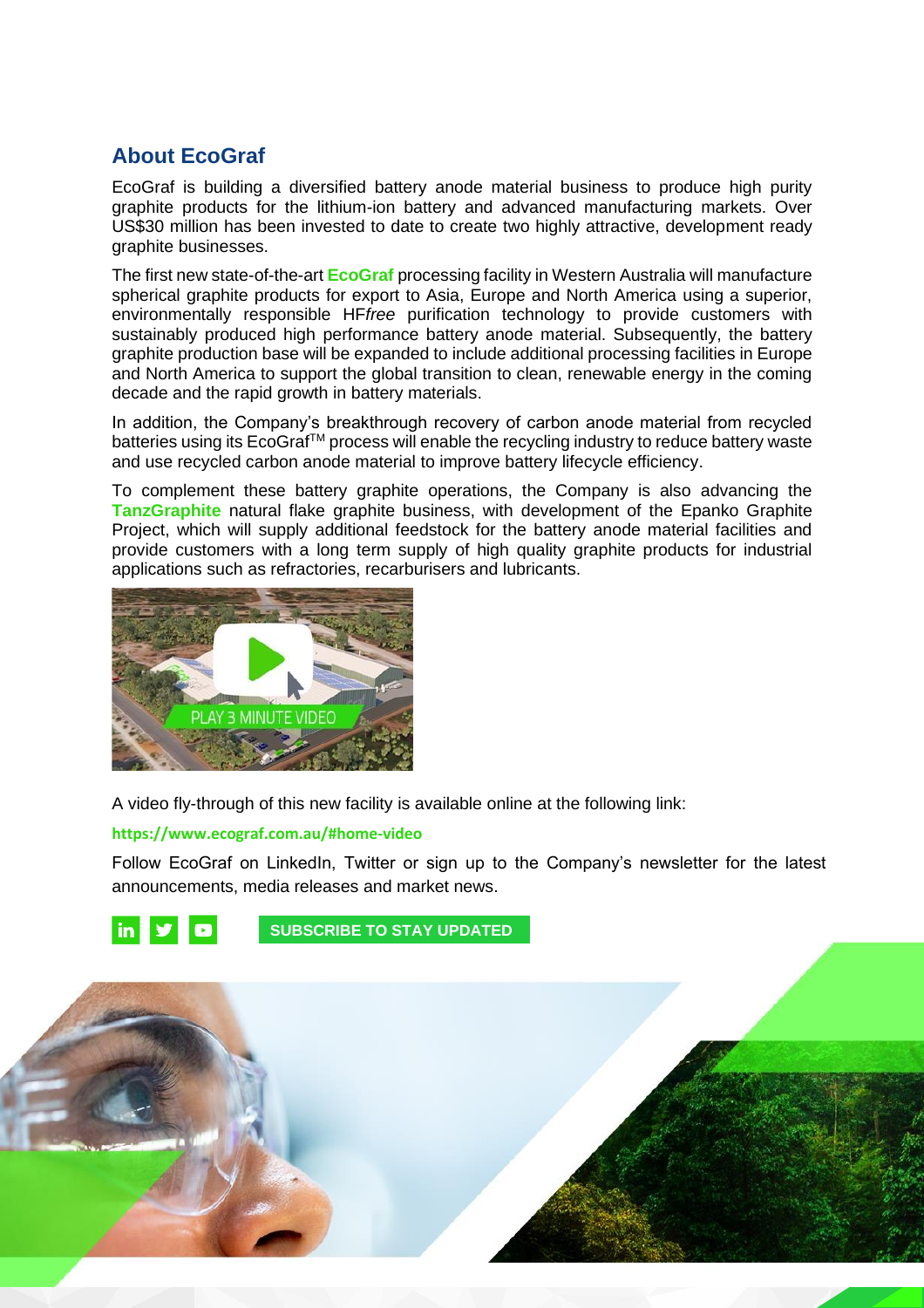## About EcoGraf

EcoGraf is building a diversified battery anode material business to produce high purity graphite products for the lithium-ion battery and advanced manufacturing markets. Over US$30 million has been invested to date to create two highly attractive, development ready graphite businesses.

The first new state-of-the-art **EcoGraf** processing facility in Western Australia will manufacture spherical graphite products for export to Asia, Europe and North America using a superior, environmentally responsible HF*free* purification technology to provide customers with sustainably produced high performance battery anode material. Subsequently, the battery graphite production base will be expanded to include additional processing facilities in Europe and North America to support the global transition to clean, renewable energy in the coming decade and the rapid growth in battery materials.

In addition, the Company's breakthrough recovery of carbon anode material from recycled batteries using its EcoGraf™ process will enable the recycling industry to reduce battery waste and use recycled carbon anode material to improve battery lifecycle efficiency.

To complement these battery graphite operations, the Company is also advancing the **TanzGraphite** natural flake graphite business, with development of the Epanko Graphite Project, which will supply additional feedstock for the battery anode material facilities and provide customers with a long term supply of high quality graphite products for industrial applications such as refractories, recarburisers and lubricants.

PLAY 3 MINUTE VIDEO

A video fly-through of this new facility is available online at the following link:

**https://www.ecograf.com.au/#home-video**

Follow EcoGraf on LinkedIn, Twitter or sign up to the Company's newsletter for the latest announcements, media releases and market news.

**SUBSCRIBE TO STAY UPDATED**